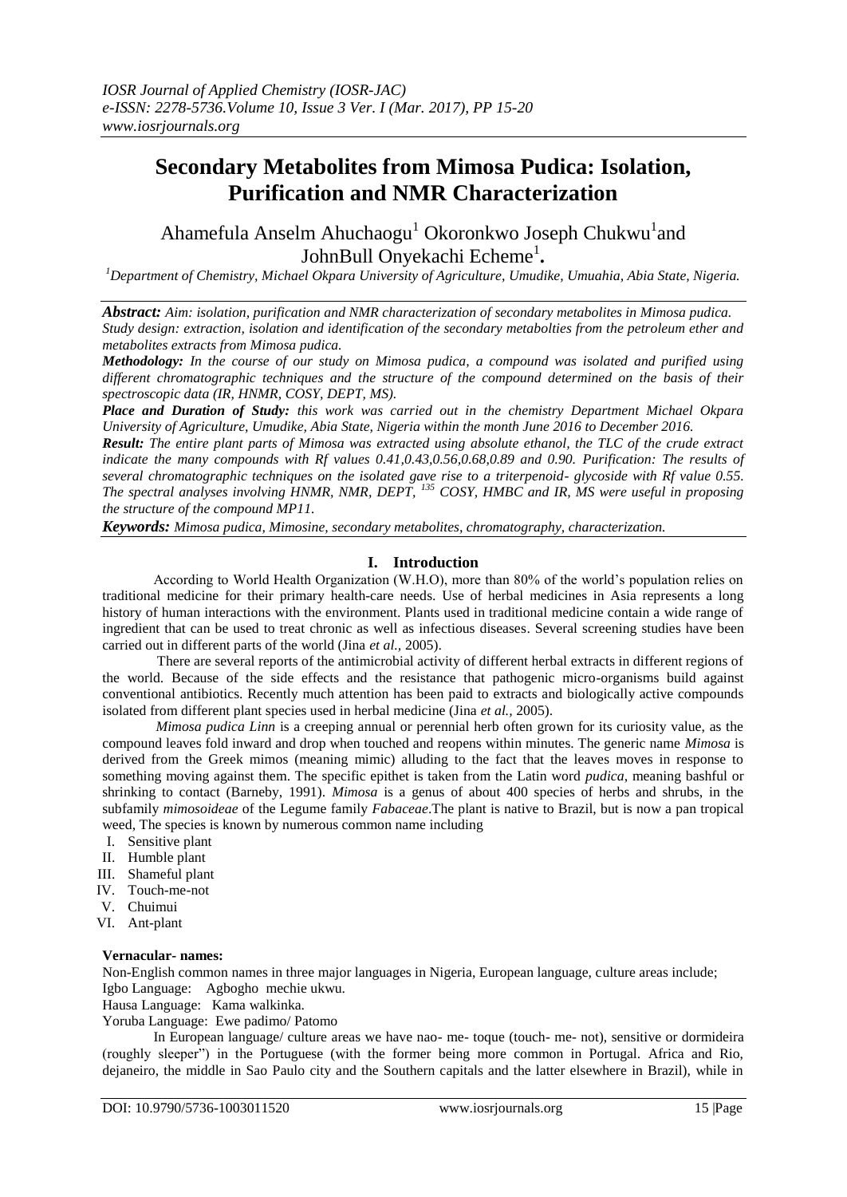*IOSR Journal of Applied Chemistry (IOSR-JAC)*
*e-ISSN: 2278-5736.Volume 10, Issue 3 Ver. I (Mar. 2017), PP 15-20*
*www.iosrjournals.org*

# Secondary Metabolites from Mimosa Pudica: Isolation, Purification and NMR Characterization

Ahamefula Anselm Ahuchaogu[1] Okoronkwo Joseph Chukwu[1]and JohnBull Onyekachi Echeme[1].

[1]*Department of Chemistry, Michael Okpara University of Agriculture, Umudike, Umuahia, Abia State, Nigeria.*

***Abstract:*** *Aim: isolation, purification and NMR characterization of secondary metabolites in Mimosa pudica. Study design: extraction, isolation and identification of the secondary metaboltіes from the petroleum ether and metabolites extracts from Mimosa pudica.*

***Methodology:*** *In the course of our study on Mimosa pudica, a compound was isolated and purified using different chromatographic techniques and the structure of the compound determined on the basis of their spectroscopic data (IR, HNMR, COSY, DEPT, MS).*

***Place and Duration of Study:*** *this work was carried out in the chemistry Department Michael Okpara University of Agriculture, Umudike, Abia State, Nigeria within the month June 2016 to December 2016.*

***Result:*** *The entire plant parts of Mimosa was extracted using absolute ethanol, the TLC of the crude extract indicate the many compounds with Rf values 0.41,0.43,0.56,0.68,0.89 and 0.90. Purification: The results of several chromatographic techniques on the isolated gave rise to a triterpenoid- glycoside with Rf value 0.55. The spectral analyses involving HNMR, NMR, DEPT, [135] COSY, HMBC and IR, MS were useful in proposing the structure of the compound MP11.*

***Keywords:*** *Mimosa pudica, Mimosine, secondary metabolites, chromatography, characterization.*

## I. Introduction

According to World Health Organization (W.H.O), more than 80% of the world's population relies on traditional medicine for their primary health-care needs. Use of herbal medicines in Asia represents a long history of human interactions with the environment. Plants used in traditional medicine contain a wide range of ingredient that can be used to treat chronic as well as infectious diseases. Several screening studies have been carried out in different parts of the world (Jina *et al.,* 2005).

There are several reports of the antimicrobial activity of different herbal extracts in different regions of the world. Because of the side effects and the resistance that pathogenic micro-organisms build against conventional antibiotics. Recently much attention has been paid to extracts and biologically active compounds isolated from different plant species used in herbal medicine (Jina *et al.,* 2005).

*Mimosa pudica Linn* is a creeping annual or perennial herb often grown for its curiosity value, as the compound leaves fold inward and drop when touched and reopens within minutes. The generic name *Mimosa* is derived from the Greek mimos (meaning mimic) alluding to the fact that the leaves moves in response to something moving against them. The specific epithet is taken from the Latin word *pudica*, meaning bashful or shrinking to contact (Barneby, 1991). *Mimosa* is a genus of about 400 species of herbs and shrubs, in the subfamily *mimosoideae* of the Legume family *Fabaceae*.The plant is native to Brazil, but is now a pan tropical weed, The species is known by numerous common name including

I. Sensitive plant
II. Humble plant
III. Shameful plant
IV. Touch-me-not
V. Chuimui
VI. Ant-plant

**Vernacular- names:**

Non-English common names in three major languages in Nigeria, European language, culture areas include;
Igbo Language: Agbogho mechie ukwu.
Hausa Language: Kama walkinka.
Yoruba Language: Ewe padimo/ Patomo

In European language/ culture areas we have nao- me- toque (touch- me- not), sensitive or dormideira (roughly sleeper") in the Portuguese (with the former being more common in Portugal. Africa and Rio, dejaneiro, the middle in Sao Paulo city and the Southern capitals and the latter elsewhere in Brazil), while in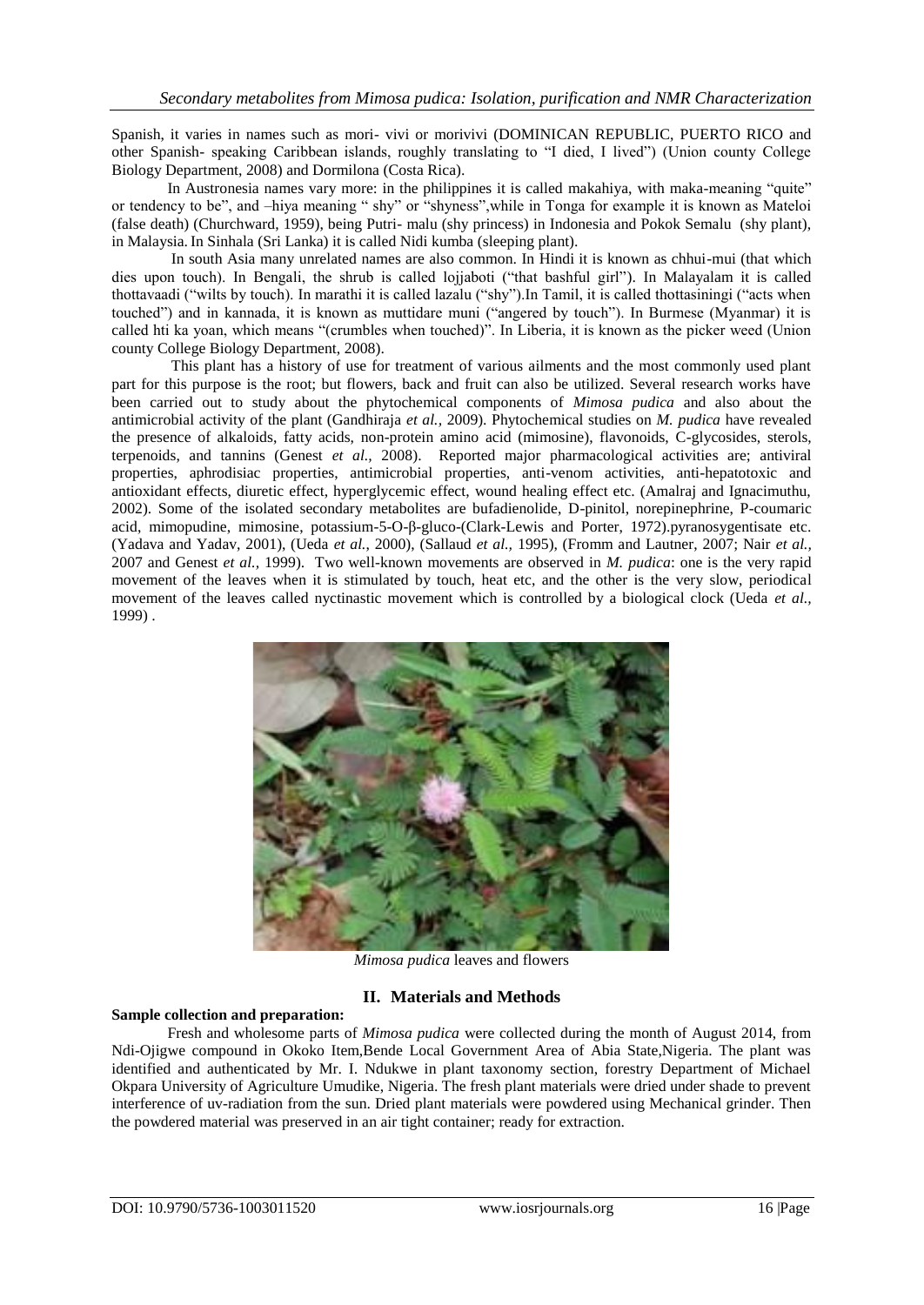Spanish, it varies in names such as mori- vivi or morivivi (DOMINICAN REPUBLIC, PUERTO RICO and other Spanish- speaking Caribbean islands, roughly translating to "I died, I lived") (Union county College Biology Department, 2008) and Dormilona (Costa Rica).

In Austronesia names vary more: in the philippines it is called makahiya, with maka-meaning "quite" or tendency to be", and –hiya meaning " shy" or "shyness",while in Tonga for example it is known as Mateloi (false death) (Churchward, 1959), being Putri- malu (shy princess) in Indonesia and Pokok Semalu (shy plant), in Malaysia. In Sinhala (Sri Lanka) it is called Nidi kumba (sleeping plant).

In south Asia many unrelated names are also common. In Hindi it is known as chhui-mui (that which dies upon touch). In Bengali, the shrub is called lojjaboti ("that bashful girl"). In Malayalam it is called thottavaadi ("wilts by touch). In marathi it is called lazalu ("shy").In Tamil, it is called thottasiningi ("acts when touched") and in kannada, it is known as muttidare muni ("angered by touch"). In Burmese (Myanmar) it is called hti ka yoan, which means "(crumbles when touched)". In Liberia, it is known as the picker weed (Union county College Biology Department, 2008).

This plant has a history of use for treatment of various ailments and the most commonly used plant part for this purpose is the root; but flowers, back and fruit can also be utilized. Several research works have been carried out to study about the phytochemical components of *Mimosa pudica* and also about the antimicrobial activity of the plant (Gandhiraja *et al.,* 2009). Phytochemical studies on *M. pudica* have revealed the presence of alkaloids, fatty acids, non-protein amino acid (mimosine), flavonoids, C-glycosides, sterols, terpenoids, and tannins (Genest *et al.,* 2008). Reported major pharmacological activities are; antiviral properties, aphrodisiac properties, antimicrobial properties, anti-venom activities, anti-hepatotoxic and antioxidant effects, diuretic effect, hyperglycemic effect, wound healing effect etc. (Amalraj and Ignacimuthu, 2002). Some of the isolated secondary metabolites are bufadienolide, D-pinitol, norepinephrine, P-coumaric acid, mimopudine, mimosine, potassium-5-O-β-gluco-(Clark-Lewis and Porter, 1972).pyranosygentisate etc. (Yadava and Yadav, 2001), (Ueda *et al.,* 2000), (Sallaud *et al.,* 1995), (Fromm and Lautner, 2007; Nair *et al.,* 2007 and Genest *et al.,* 1999). Two well-known movements are observed in *M. pudica*: one is the very rapid movement of the leaves when it is stimulated by touch, heat etc, and the other is the very slow, periodical movement of the leaves called nyctinastic movement which is controlled by a biological clock (Ueda *et al.,* 1999) .

*Mimosa pudica* leaves and flowers

## II. Materials and Methods

**Sample collection and preparation:**

Fresh and wholesome parts of *Mimosa pudica* were collected during the month of August 2014, from Ndi-Ojigwe compound in Okoko Item,Bende Local Government Area of Abia State,Nigeria. The plant was identified and authenticated by Mr. I. Ndukwe in plant taxonomy section, forestry Department of Michael Okpara University of Agriculture Umudike, Nigeria. The fresh plant materials were dried under shade to prevent interference of uv-radiation from the sun. Dried plant materials were powdered using Mechanical grinder. Then the powdered material was preserved in an air tight container; ready for extraction.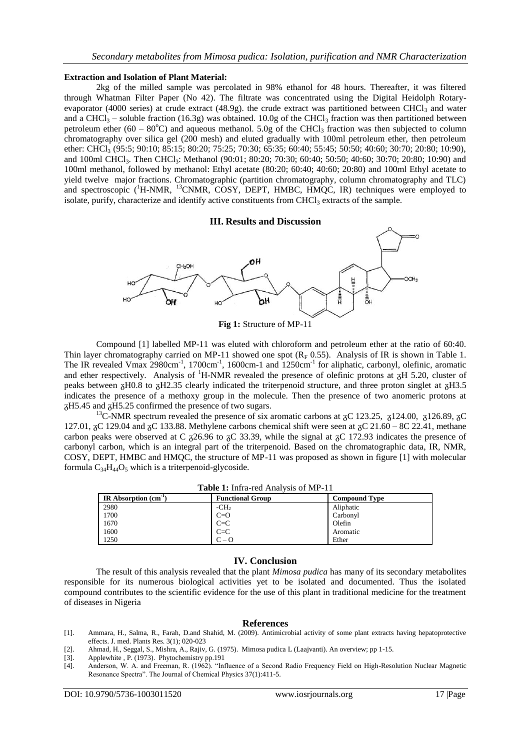**Extraction and Isolation of Plant Material:**

2kg of the milled sample was percolated in 98% ethanol for 48 hours. Thereafter, it was filtered through Whatman Filter Paper (No 42). The filtrate was concentrated using the Digital Heidolph Rotary-evaporator (4000 series) at crude extract (48.9g). the crude extract was partitioned between $CHCl_3$ and water and a $CHCl_3$ – soluble fraction (16.3g) was obtained. 10.0g of the $CHCl_3$ fraction was then partitioned between petroleum ether (60 – 80°C) and aqueous methanol. 5.0g of the $CHCl_3$ fraction was then subjected to column chromatography over silica gel (200 mesh) and eluted gradually with 100ml petroleum ether, then petroleum ether: $CHCl_3$ (95:5; 90:10; 85:15; 80:20; 75:25; 70:30; 65:35; 60:40; 55:45; 50:50; 40:60; 30:70; 20:80; 10:90), and 100ml $CHCl_3$. Then $CHCl_3$: Methanol (90:01; 80:20; 70:30; 60:40; 50:50; 40:60; 30:70; 20:80; 10:90) and 100ml methanol, followed by methanol: Ethyl acetate (80:20; 60:40; 40:60; 20:80) and 100ml Ethyl acetate to yield twelve major fractions. Chromatographic (partition chromatography, column chromatography and TLC) and spectroscopic ($^1$H-NMR, $^{13}$CNMR, COSY, DEPT, HMBC, HMQC, IR) techniques were employed to isolate, purify, characterize and identify active constituents from $CHCl_3$ extracts of the sample.

## III. Results and Discussion

**Fig 1:** Structure of MP-11

Compound [1] labelled MP-11 was eluted with chloroform and petroleum ether at the ratio of 60:40. Thin layer chromatography carried on MP-11 showed one spot ($R_F$ 0.55). Analysis of IR is shown in Table 1. The IR revealed Vmax 2980cm$^{-1}$, 1700cm$^{-1}$, 1600cm-1 and 1250cm$^{-1}$ for aliphatic, carbonyl, olefinic, aromatic and ether respectively. Analysis of $^1$H-NMR revealed the presence of olefinic protons at ꝺH 5.20, cluster of peaks between ꝺH0.8 to ꝺH2.35 clearly indicated the triterpenoid structure, and three proton singlet at ꝺH3.5 indicates the presence of a methoxy group in the molecule. Then the presence of two anomeric protons at ꝺH5.45 and ꝺH5.25 confirmed the presence of two sugars.

$^{13}$C-NMR spectrum revealed the presence of six aromatic carbons at ꝺC 123.25, ꝺ124.00, ꝺ126.89, ꝺC 127.01, ꝺC 129.04 and ꝺC 133.88. Methylene carbons chemical shift were seen at ꝺC 21.60 – 8C 22.41, methane carbon peaks were observed at C ꝺ26.96 to ꝺC 33.39, while the signal at ꝺC 172.93 indicates the presence of carbonyl carbon, which is an integral part of the triterpenoid. Based on the chromatographic data, IR, NMR, COSY, DEPT, HMBC and HMQC, the structure of MP-11 was proposed as shown in figure [1] with molecular formula $C_{34}H_{44}O_5$ which is a triterpenoid-glycoside.

**Table 1:** Infra-red Analysis of MP-11

| IR Absorption (cm$^{-1}$) | Functional Group | Compound Type |
|---|---|---|
| 2980 | $-CH_2$ | Aliphatic |
| 1700 | C=O | Carbonyl |
| 1670 | C=C | Olefin |
| 1600 | C=C | Aromatic |
| 1250 | C – O | Ether |

## IV. Conclusion

The result of this analysis revealed that the plant *Mimosa pudica* has many of its secondary metabolites responsible for its numerous biological activities yet to be isolated and documented. Thus the isolated compound contributes to the scientific evidence for the use of this plant in traditional medicine for the treatment of diseases in Nigeria

## References

[1]. Ammara, H., Salma, R., Farah, D.and Shahid, M. (2009). Antimicrobial activity of some plant extracts having hepatoprotective effects. J. med. Plants Res. 3(1); 020-023

[2]. Ahmad, H., Seggal, S., Mishra, A., Rajiv, G. (1975). Mimosa pudica L (Laajvanti). An overview; pp 1-15.

[3]. Applewhite , P. (1973). Phytochemistry pp.191

[4]. Anderson, W. A. and Freeman, R. (1962). "Influence of a Second Radio Frequency Field on High-Resolution Nuclear Magnetic Resonance Spectra". The Journal of Chemical Physics 37(1):411-5.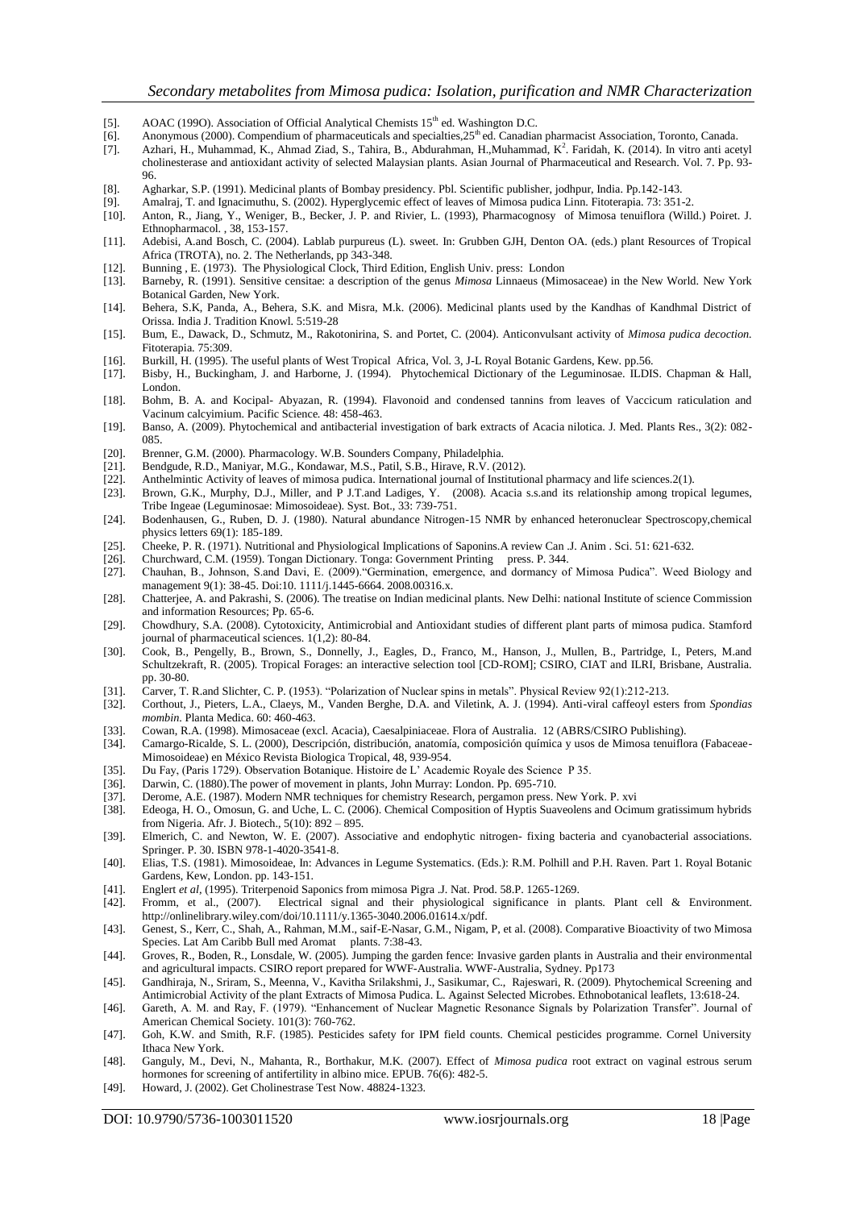[5]. AOAC (199O). Association of Official Analytical Chemists 15[th] ed. Washington D.C.

[6]. Anonymous (2000). Compendium of pharmaceuticals and specialties,25[th] ed. Canadian pharmacist Association, Toronto, Canada.

[7]. Azhari, H., Muhammad, K., Ahmad Ziad, S., Tahira, B., Abdurahman, H.,Muhammad, K[2]. Faridah, K. (2014). In vitro anti acetyl cholinesterase and antioxidant activity of selected Malaysian plants. Asian Journal of Pharmaceutical and Research. Vol. 7. Pp. 93-96.

[8]. Agharkar, S.P. (1991). Medicinal plants of Bombay presidency. Pbl. Scientific publisher, jodhpur, India. Pp.142-143.

[9]. Amalraj, T. and Ignacimuthu, S. (2002). Hyperglycemic effect of leaves of Mimosa pudica Linn. Fitoterapia. 73: 351-2.

[10]. Anton, R., Jiang, Y., Weniger, B., Becker, J. P. and Rivier, L. (1993), Pharmacognosy of Mimosa tenuiflora (Willd.) Poiret. J. Ethnopharmacol. , 38, 153-157.

[11]. Adebisi, A.and Bosch, C. (2004). Lablab purpureus (L). sweet. In: Grubben GJH, Denton OA. (eds.) plant Resources of Tropical Africa (TROTA), no. 2. The Netherlands, pp 343-348.

[12]. Bunning , E. (1973). The Physiological Clock, Third Edition, English Univ. press: London

[13]. Barneby, R. (1991). Sensitive censitae: a description of the genus *Mimosa* Linnaeus (Mimosaceae) in the New World. New York Botanical Garden, New York.

[14]. Behera, S.K, Panda, A., Behera, S.K. and Misra, M.k. (2006). Medicinal plants used by the Kandhas of Kandhmal District of Orissa. India J. Tradition Knowl. 5:519-28

[15]. Bum, E., Dawack, D., Schmutz, M., Rakotonirina, S. and Portet, C. (2004). Anticonvulsant activity of *Mimosa pudica decoction.* Fitoterapia. 75:309.

[16]. Burkill, H. (1995). The useful plants of West Tropical Africa, Vol. 3, J-L Royal Botanic Gardens, Kew. pp.56.

[17]. Bisby, H., Buckingham, J. and Harborne, J. (1994). Phytochemical Dictionary of the Leguminosae. ILDIS. Chapman & Hall, London.

[18]. Bohm, B. A. and Kocipal- Abyazan, R. (1994). Flavonoid and condensed tannins from leaves of Vaccicum raticulation and Vacinum calcyimium. Pacific Science. 48: 458-463.

[19]. Banso, A. (2009). Phytochemical and antibacterial investigation of bark extracts of Acacia nilotica. J. Med. Plants Res., 3(2): 082-085.

[20]. Brenner, G.M. (2000). Pharmacology. W.B. Sounders Company, Philadelphia.

[21]. Bendgude, R.D., Maniyar, M.G., Kondawar, M.S., Patil, S.B., Hirave, R.V. (2012).

[22]. Anthelmintic Activity of leaves of mimosa pudica. International journal of Institutional pharmacy and life sciences.2(1).

[23]. Brown, G.K., Murphy, D.J., Miller, and P J.T.and Ladiges, Y. (2008). Acacia s.s.and its relationship among tropical legumes, Tribe Ingeae (Leguminosae: Mimosoideae). Syst. Bot., 33: 739-751.

[24]. Bodenhausen, G., Ruben, D. J. (1980). Natural abundance Nitrogen-15 NMR by enhanced heteronuclear Spectroscopy,chemical physics letters 69(1): 185-189.

[25]. Cheeke, P. R. (1971). Nutritional and Physiological Implications of Saponins.A review Can .J. Anim . Sci. 51: 621-632.

[26]. Churchward, C.M. (1959). Tongan Dictionary. Tonga: Government Printing press. P. 344.

[27]. Chauhan, B., Johnson, S.and Davi, E. (2009)."Germination, emergence, and dormancy of Mimosa Pudica". Weed Biology and management 9(1): 38-45. Doi:10. 1111/j.1445-6664. 2008.00316.x.

[28]. Chatterjee, A. and Pakrashi, S. (2006). The treatise on Indian medicinal plants. New Delhi: national Institute of science Commission and information Resources; Pp. 65-6.

[29]. Chowdhury, S.A. (2008). Cytotoxicity, Antimicrobial and Antioxidant studies of different plant parts of mimosa pudica. Stamford journal of pharmaceutical sciences. 1(1,2): 80-84.

[30]. Cook, B., Pengelly, B., Brown, S., Donnelly, J., Eagles, D., Franco, M., Hanson, J., Mullen, B., Partridge, I., Peters, M.and Schultzekraft, R. (2005). Tropical Forages: an interactive selection tool [CD-ROM]; CSIRO, CIAT and ILRI, Brisbane, Australia. pp. 30-80.

[31]. Carver, T. R.and Slichter, C. P. (1953). "Polarization of Nuclear spins in metals". Physical Review 92(1):212-213.

[32]. Corthout, J., Pieters, L.A., Claeys, M., Vanden Berghe, D.A. and Viletink, A. J. (1994). Anti-viral caffeoyl esters from *Spondias mombin*. Planta Medica. 60: 460-463.

[33]. Cowan, R.A. (1998). Mimosaceae (excl. Acacia), Caesalpiniaceae. Flora of Australia. 12 (ABRS/CSIRO Publishing).

[34]. Camargo-Ricalde, S. L. (2000), Descripción, distribución, anatomía, composición química y usos de Mimosa tenuiflora (Fabaceae-Mimosoideae) en México Revista Biologica Tropical, 48, 939-954.

[35]. Du Fay, (Paris 1729). Observation Botanique. Histoire de L' Academic Royale des Science P 35.

[36]. Darwin, C. (1880).The power of movement in plants, John Murray: London. Pp. 695-710.

[37]. Derome, A.E. (1987). Modern NMR techniques for chemistry Research, pergamon press. New York. P. xvi

[38]. Edeoga, H. O., Omosun, G. and Uche, L. C. (2006). Chemical Composition of Hyptis Suaveolens and Ocimum gratissimum hybrids from Nigeria. Afr. J. Biotech., 5(10): 892 – 895.

[39]. Elmerich, C. and Newton, W. E. (2007). Associative and endophytic nitrogen- fixing bacteria and cyanobacterial associations. Springer. P. 30. ISBN 978-1-4020-3541-8.

[40]. Elias, T.S. (1981). Mimosoideae, In: Advances in Legume Systematics. (Eds.): R.M. Polhill and P.H. Raven. Part 1. Royal Botanic Gardens, Kew, London. pp. 143-151.

[41]. Englert *et al*, (1995). Triterpenoid Saponics from mimosa Pigra .J. Nat. Prod. 58.P. 1265-1269.

[42]. Fromm, et al., (2007). Electrical signal and their physiological significance in plants. Plant cell & Environment. http://onlinelibrary.wiley.com/doi/10.1111/y.1365-3040.2006.01614.x/pdf.

[43]. Genest, S., Kerr, C., Shah, A., Rahman, M.M., saif-E-Nasar, G.M., Nigam, P, et al. (2008). Comparative Bioactivity of two Mimosa Species. Lat Am Caribb Bull med Aromat plants. 7:38-43.

[44]. Groves, R., Boden, R., Lonsdale, W. (2005). Jumping the garden fence: Invasive garden plants in Australia and their environmental and agricultural impacts. CSIRO report prepared for WWF-Australia. WWF-Australia, Sydney. Pp173

[45]. Gandhiraja, N., Sriram, S., Meenna, V., Kavitha Srilakshmi, J., Sasikumar, C., Rajeswari, R. (2009). Phytochemical Screening and Antimicrobial Activity of the plant Extracts of Mimosa Pudica. L. Against Selected Microbes. Ethnobotanical leaflets, 13:618-24.

[46]. Gareth, A. M. and Ray, F. (1979). "Enhancement of Nuclear Magnetic Resonance Signals by Polarization Transfer". Journal of American Chemical Society. 101(3): 760-762.

[47]. Goh, K.W. and Smith, R.F. (1985). Pesticides safety for IPM field counts. Chemical pesticides programme. Cornel University Ithaca New York.

[48]. Ganguly, M., Devi, N., Mahanta, R., Borthakur, M.K. (2007). Effect of *Mimosa pudica* root extract on vaginal estrous serum hormones for screening of antifertility in albino mice. EPUB. 76(6): 482-5.

[49]. Howard, J. (2002). Get Cholinestrase Test Now. 48824-1323.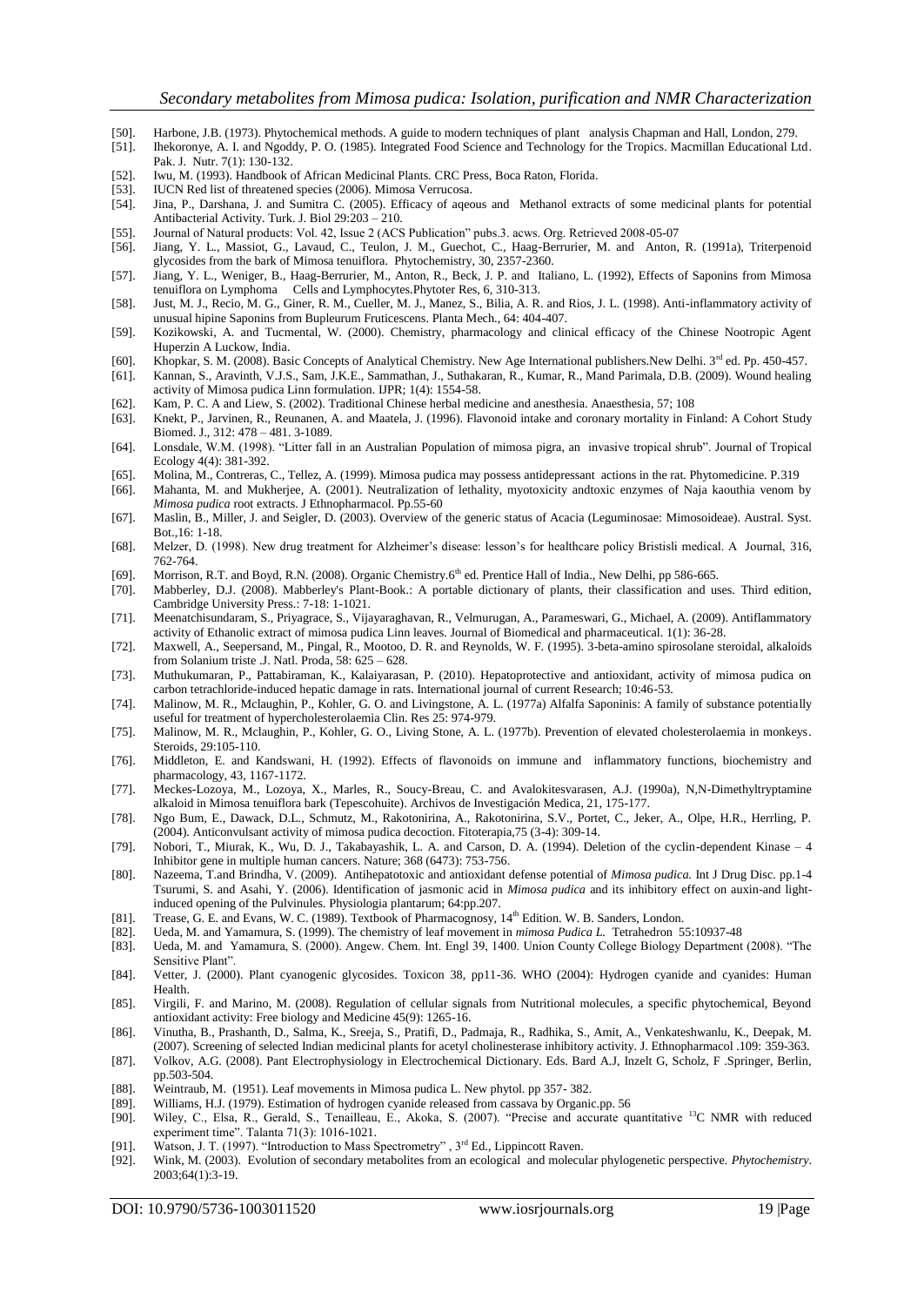[50]. Harbone, J.B. (1973). Phytochemical methods. A guide to modern techniques of plant analysis Chapman and Hall, London, 279.

[51]. Ihekoronye, A. I. and Ngoddy, P. O. (1985). Integrated Food Science and Technology for the Tropics. Macmillan Educational Ltd. Pak. J. Nutr. 7(1): 130-132.

[52]. Iwu, M. (1993). Handbook of African Medicinal Plants. CRC Press, Boca Raton, Florida.

[53]. IUCN Red list of threatened species (2006). Mimosa Verrucosa.

[54]. Jina, P., Darshana, J. and Sumitra C. (2005). Efficacy of aqeous and Methanol extracts of some medicinal plants for potential Antibacterial Activity. Turk. J. Biol 29:203 – 210.

[55]. Journal of Natural products: Vol. 42, Issue 2 (ACS Publication" pubs.3. acws. Org. Retrieved 2008-05-07

[56]. Jiang, Y. L., Massiot, G., Lavaud, C., Teulon, J. M., Guechot, C., Haag-Berrurier, M. and Anton, R. (1991a), Triterpenoid glycosides from the bark of Mimosa tenuiflora. Phytochemistry, 30, 2357-2360.

[57]. Jiang, Y. L., Weniger, B., Haag-Berrurier, M., Anton, R., Beck, J. P. and Italiano, L. (1992), Effects of Saponins from Mimosa tenuiflora on Lymphoma Cells and Lymphocytes.Phytoter Res, 6, 310-313.

[58]. Just, M. J., Recio, M. G., Giner, R. M., Cueller, M. J., Manez, S., Bilia, A. R. and Rios, J. L. (1998). Anti-inflammatory activity of unusual hipine Saponins from Bupleurum Fruticescens. Planta Mech., 64: 404-407.

[59]. Kozikowski, A. and Tucmental, W. (2000). Chemistry, pharmacology and clinical efficacy of the Chinese Nootropic Agent Huperzin A Luckow, India.

[60]. Khopkar, S. M. (2008). Basic Concepts of Analytical Chemistry. New Age International publishers.New Delhi. 3rd ed. Pp. 450-457.

[61]. Kannan, S., Aravinth, V.J.S., Sam, J.K.E., Sammathan, J., Suthakaran, R., Kumar, R., Mand Parimala, D.B. (2009). Wound healing activity of Mimosa pudica Linn formulation. IJPR; 1(4): 1554-58.

[62]. Kam, P. C. A and Liew, S. (2002). Traditional Chinese herbal medicine and anesthesia. Anaesthesia, 57; 108

[63]. Knekt, P., Jarvinen, R., Reunanen, A. and Maatela, J. (1996). Flavonoid intake and coronary mortality in Finland: A Cohort Study Biomed. J., 312: 478 – 481. 3-1089.

[64]. Lonsdale, W.M. (1998). "Litter fall in an Australian Population of mimosa pigra, an invasive tropical shrub". Journal of Tropical Ecology 4(4): 381-392.

[65]. Molina, M., Contreras, C., Tellez, A. (1999). Mimosa pudica may possess antidepressant actions in the rat. Phytomedicine. P.319

[66]. Mahanta, M. and Mukherjee, A. (2001). Neutralization of lethality, myotoxicity andtoxic enzymes of Naja kaouthia venom by *Mimosa pudica* root extracts. J Ethnopharmacol. Pp.55-60

[67]. Maslin, B., Miller, J. and Seigler, D. (2003). Overview of the generic status of Acacia (Leguminosae: Mimosoideae). Austral. Syst. Bot.,16: 1-18.

[68]. Melzer, D. (1998). New drug treatment for Alzheimer's disease: lesson's for healthcare policy Bristisli medical. A Journal, 316, 762-764.

[69]. Morrison, R.T. and Boyd, R.N. (2008). Organic Chemistry.6th ed. Prentice Hall of India., New Delhi, pp 586-665.

[70]. Mabberley, D.J. (2008). Mabberley's Plant-Book.: A portable dictionary of plants, their classification and uses. Third edition, Cambridge University Press.: 7-18: 1-1021.

[71]. Meenatchisundaram, S., Priyagrace, S., Vijayaraghavan, R., Velmurugan, A., Parameswari, G., Michael, A. (2009). Antiflammatory activity of Ethanolic extract of mimosa pudica Linn leaves. Journal of Biomedical and pharmaceutical. 1(1): 36-28.

[72]. Maxwell, A., Seepersand, M., Pingal, R., Mootoo, D. R. and Reynolds, W. F. (1995). 3-beta-amino spirosolane steroidal, alkaloids from Solanium triste .J. Natl. Proda, 58: 625 – 628.

[73]. Muthukumaran, P., Pattabiraman, K., Kalaiyarasan, P. (2010). Hepatoprotective and antioxidant, activity of mimosa pudica on carbon tetrachloride-induced hepatic damage in rats. International journal of current Research; 10:46-53.

[74]. Malinow, M. R., Mclaughin, P., Kohler, G. O. and Livingstone, A. L. (1977a) Alfalfa Saponinis: A family of substance potentially useful for treatment of hypercholesterolaemia Clin. Res 25: 974-979.

[75]. Malinow, M. R., Mclaughin, P., Kohler, G. O., Living Stone, A. L. (1977b). Prevention of elevated cholesterolaemia in monkeys. Steroids, 29:105-110.

[76]. Middleton, E. and Kandswani, H. (1992). Effects of flavonoids on immune and inflammatory functions, biochemistry and pharmacology, 43, 1167-1172.

[77]. Meckes-Lozoya, M., Lozoya, X., Marles, R., Soucy-Breau, C. and Avalokitesvarasen, A.J. (1990a), N,N-Dimethyltryptamine alkaloid in Mimosa tenuiflora bark (Tepescohuite). Archivos de Investigación Medica, 21, 175-177.

[78]. Ngo Bum, E., Dawack, D.L., Schmutz, M., Rakotonirina, A., Rakotonirina, S.V., Portet, C., Jeker, A., Olpe, H.R., Herrling, P. (2004). Anticonvulsant activity of mimosa pudica decoction. Fitoterapia,75 (3-4): 309-14.

[79]. Nobori, T., Miurak, K., Wu, D. J., Takabayashik, L. A. and Carson, D. A. (1994). Deletion of the cyclin-dependent Kinase – 4 Inhibitor gene in multiple human cancers. Nature; 368 (6473): 753-756.

[80]. Nazeema, T.and Brindha, V. (2009). Antihepatotoxic and antioxidant defense potential of *Mimosa pudica.* Int J Drug Disc. pp.1-4 Tsurumi, S. and Asahi, Y. (2006). Identification of jasmonic acid in *Mimosa pudica* and its inhibitory effect on auxin-and light-induced opening of the Pulvinules. Physiologia plantarum; 64:pp.207.

[81]. Trease, G. E. and Evans, W. C. (1989). Textbook of Pharmacognosy, 14th Edition. W. B. Sanders, London.

[82]. Ueda, M. and Yamamura, S. (1999). The chemistry of leaf movement in *mimosa Pudica L.* Tetrahedron 55:10937-48

[83]. Ueda, M. and Yamamura, S. (2000). Angew. Chem. Int. Engl 39, 1400. Union County College Biology Department (2008). "The Sensitive Plant".

[84]. Vetter, J. (2000). Plant cyanogenic glycosides. Toxicon 38, pp11-36. WHO (2004): Hydrogen cyanide and cyanides: Human Health.

[85]. Virgili, F. and Marino, M. (2008). Regulation of cellular signals from Nutritional molecules, a specific phytochemical, Beyond antioxidant activity: Free biology and Medicine 45(9): 1265-16.

[86]. Vinutha, B., Prashanth, D., Salma, K., Sreeja, S., Pratifi, D., Padmaja, R., Radhika, S., Amit, A., Venkateshwanlu, K., Deepak, M. (2007). Screening of selected Indian medicinal plants for acetyl cholinesterase inhibitory activity. J. Ethnopharmacol .109: 359-363.

[87]. Volkov, A.G. (2008). Pant Electrophysiology in Electrochemical Dictionary. Eds. Bard A.J, Inzelt G, Scholz, F .Springer, Berlin, pp.503-504.

[88]. Weintraub, M. (1951). Leaf movements in Mimosa pudica L. New phytol. pp 357- 382.

[89]. Williams, H.J. (1979). Estimation of hydrogen cyanide released from cassava by Organic.pp. 56

[90]. Wiley, C., Elsa, R., Gerald, S., Tenailleau, E., Akoka, S. (2007). "Precise and accurate quantitative $^{13}$C NMR with reduced experiment time". Talanta 71(3): 1016-1021.

[91]. Watson, J. T. (1997). "Introduction to Mass Spectrometry" , 3rd Ed., Lippincott Raven.

[92]. Wink, M. (2003). Evolution of secondary metabolites from an ecological and molecular phylogenetic perspective. *Phytochemistry*. 2003;64(1):3-19.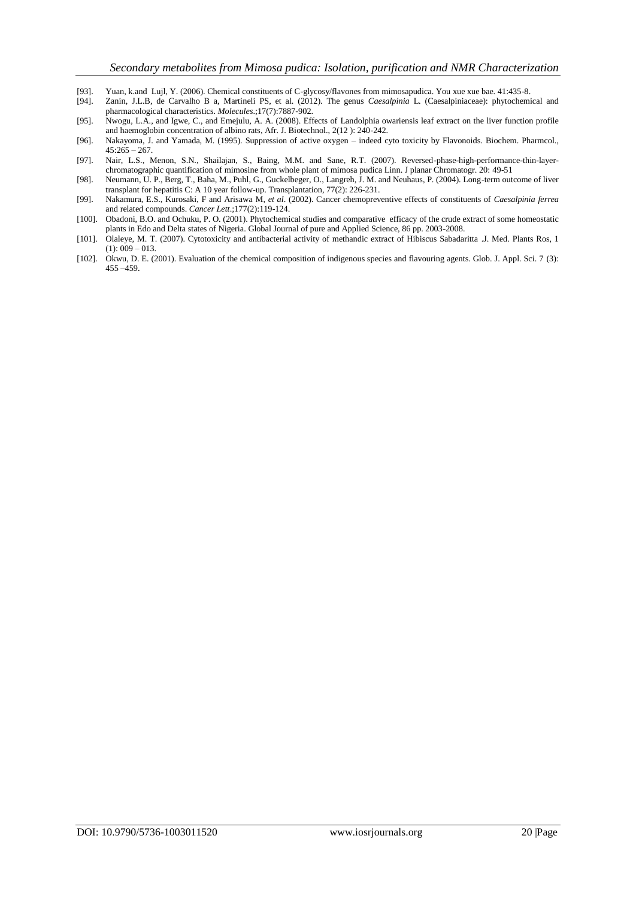[93]. Yuan, k.and Lujl, Y. (2006). Chemical constituents of C-glycosy/flavones from mimosapudica. You xue xue bae. 41:435-8.

[94]. Zanin, J.L.B, de Carvalho B a, Martineli PS, et al. (2012). The genus *Caesalpinia* L. (Caesalpiniaceae): phytochemical and pharmacological characteristics. *Molecules*.;17(7):7887-902.

[95]. Nwogu, L.A., and Igwe, C., and Emejulu, A. A. (2008). Effects of Landolphia owariensis leaf extract on the liver function profile and haemoglobin concentration of albino rats, Afr. J. Biotechnol., 2(12 ): 240-242.

[96]. Nakayoma, J. and Yamada, M. (1995). Suppression of active oxygen – indeed cyto toxicity by Flavonoids. Biochem. Pharmcol., 45:265 – 267.

[97]. Nair, L.S., Menon, S.N., Shailajan, S., Baing, M.M. and Sane, R.T. (2007). Reversed-phase-high-performance-thin-layer-chromatographic quantification of mimosine from whole plant of mimosa pudica Linn. J planar Chromatogr. 20: 49-51

[98]. Neumann, U. P., Berg, T., Baha, M., Puhl, G., Guckelbeger, O., Langreh, J. M. and Neuhaus, P. (2004). Long-term outcome of liver transplant for hepatitis C: A 10 year follow-up. Transplantation, 77(2): 226-231.

[99]. Nakamura, E.S., Kurosaki, F and Arisawa M, *et al*. (2002). Cancer chemopreventive effects of constituents of *Caesalpinia ferrea* and related compounds. *Cancer Lett*.;177(2):119-124.

[100]. Obadoni, B.O. and Ochuku, P. O. (2001). Phytochemical studies and comparative efficacy of the crude extract of some homeostatic plants in Edo and Delta states of Nigeria. Global Journal of pure and Applied Science, 86 pp. 2003-2008.

[101]. Olaleye, M. T. (2007). Cytotoxicity and antibacterial activity of methandic extract of Hibiscus Sabadaritta .J. Med. Plants Ros, 1 (1): 009 – 013.

[102]. Okwu, D. E. (2001). Evaluation of the chemical composition of indigenous species and flavouring agents. Glob. J. Appl. Sci. 7 (3): 455 –459.